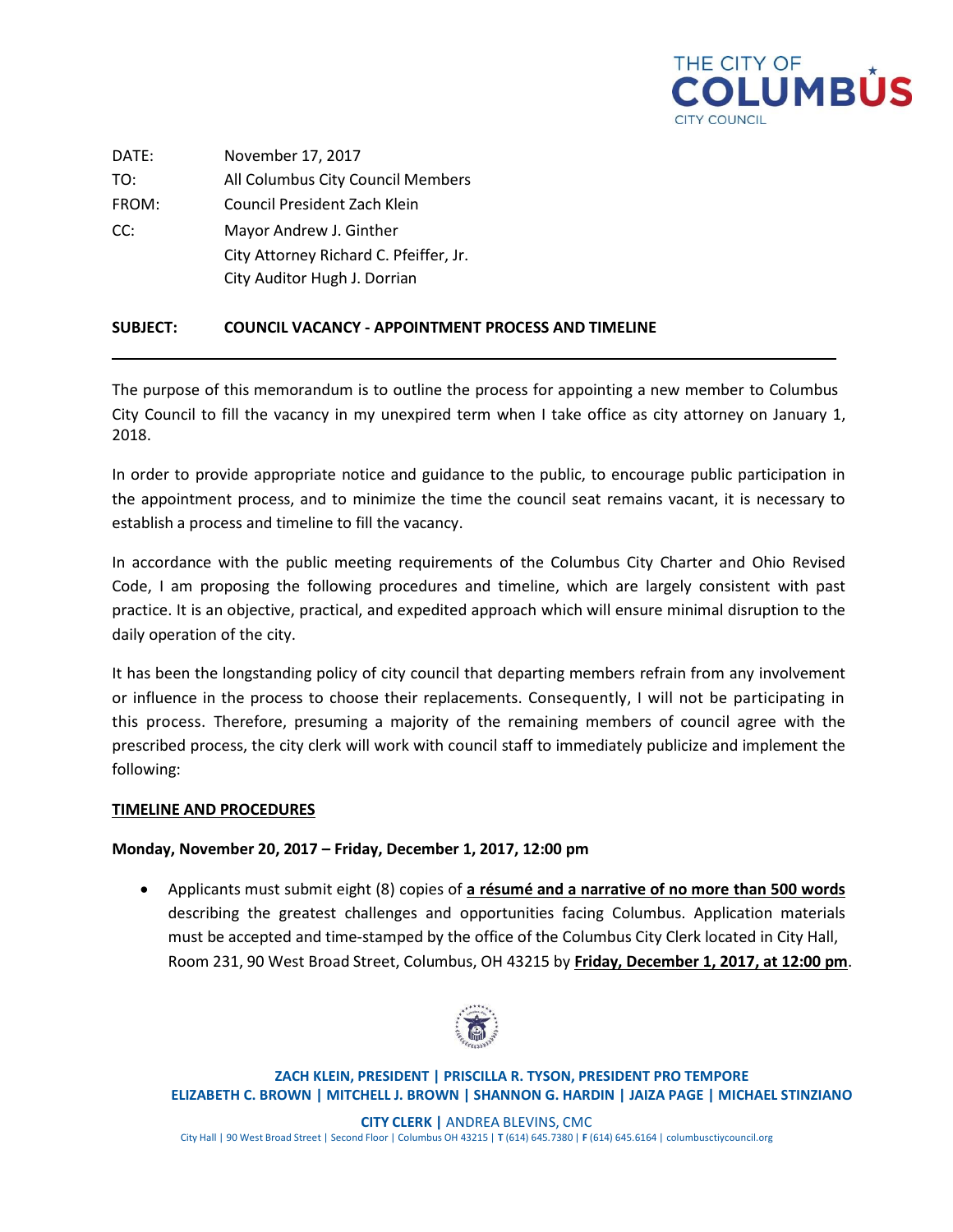THE CITY OF COLUMBUS CITY COUNCIL

DATE: November 17, 2017

TO: All Columbus City Council Members

FROM: Council President Zach Klein

CC: Mayor Andrew J. Ginther
City Attorney Richard C. Pfeiffer, Jr.
City Auditor Hugh J. Dorrian

**SUBJECT: COUNCIL VACANCY - APPOINTMENT PROCESS AND TIMELINE**

---

The purpose of this memorandum is to outline the process for appointing a new member to Columbus City Council to fill the vacancy in my unexpired term when I take office as city attorney on January 1, 2018.

In order to provide appropriate notice and guidance to the public, to encourage public participation in the appointment process, and to minimize the time the council seat remains vacant, it is necessary to establish a process and timeline to fill the vacancy.

In accordance with the public meeting requirements of the Columbus City Charter and Ohio Revised Code, I am proposing the following procedures and timeline, which are largely consistent with past practice. It is an objective, practical, and expedited approach which will ensure minimal disruption to the daily operation of the city.

It has been the longstanding policy of city council that departing members refrain from any involvement or influence in the process to choose their replacements. Consequently, I will not be participating in this process. Therefore, presuming a majority of the remaining members of council agree with the prescribed process, the city clerk will work with council staff to immediately publicize and implement the following:

**TIMELINE AND PROCEDURES**

**Monday, November 20, 2017 – Friday, December 1, 2017, 12:00 pm**

- Applicants must submit eight (8) copies of **a résumé and a narrative of no more than 500 words** describing the greatest challenges and opportunities facing Columbus. Application materials must be accepted and time-stamped by the office of the Columbus City Clerk located in City Hall, Room 231, 90 West Broad Street, Columbus, OH 43215 by **Friday, December 1, 2017, at 12:00 pm**.

**ZACH KLEIN, PRESIDENT | PRISCILLA R. TYSON, PRESIDENT PRO TEMPORE**
**ELIZABETH C. BROWN | MITCHELL J. BROWN | SHANNON G. HARDIN | JAIZA PAGE | MICHAEL STINZIANO**

**CITY CLERK |** ANDREA BLEVINS, CMC

City Hall | 90 West Broad Street | Second Floor | Columbus OH 43215 | **T** (614) 645.7380 | **F** (614) 645.6164 | columbusctiycouncil.org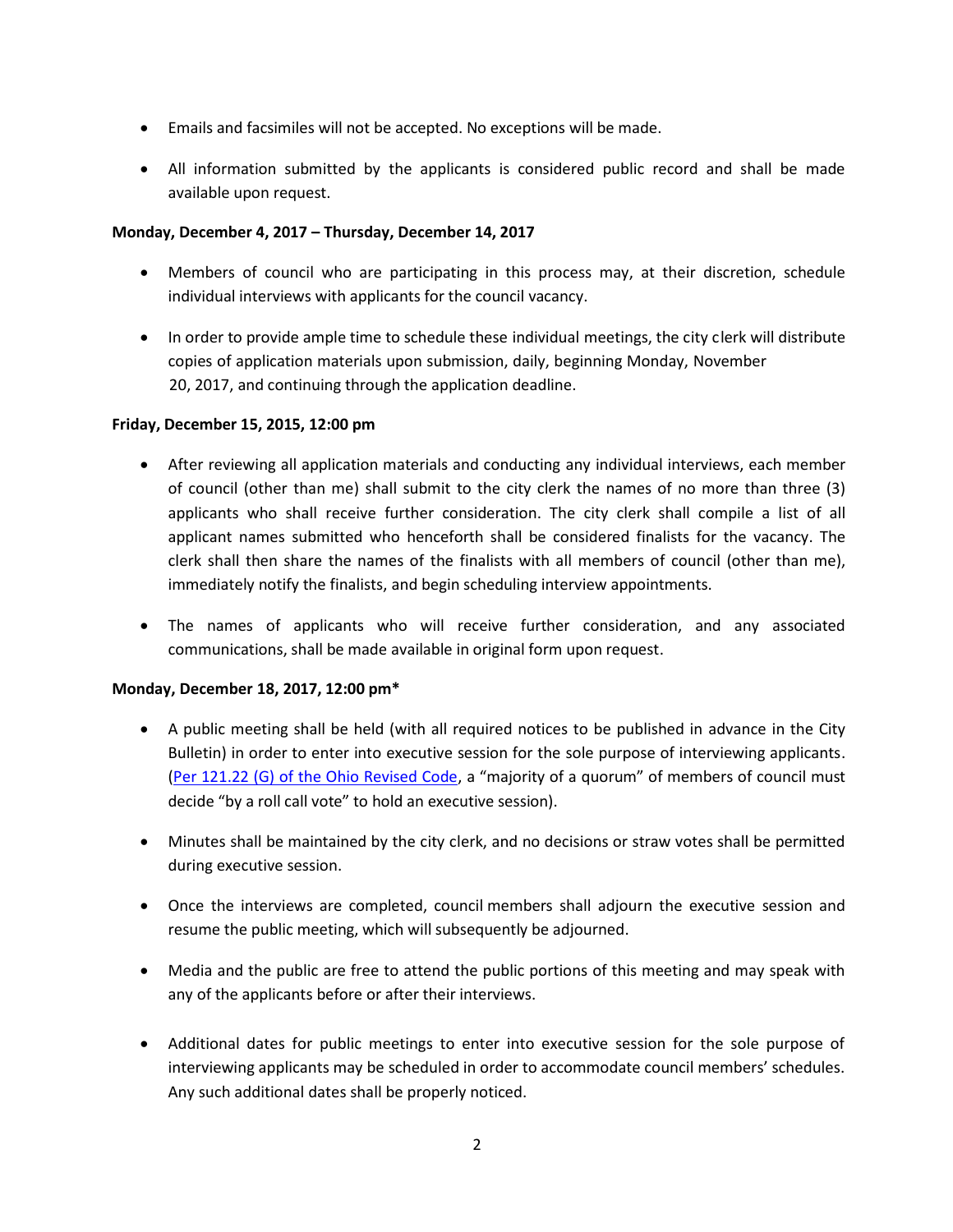- Emails and facsimiles will not be accepted. No exceptions will be made.
- All information submitted by the applicants is considered public record and shall be made available upon request.

**Monday, December 4, 2017 – Thursday, December 14, 2017**

- Members of council who are participating in this process may, at their discretion, schedule individual interviews with applicants for the council vacancy.
- In order to provide ample time to schedule these individual meetings, the city clerk will distribute copies of application materials upon submission, daily, beginning Monday, November 20, 2017, and continuing through the application deadline.

**Friday, December 15, 2015, 12:00 pm**

- After reviewing all application materials and conducting any individual interviews, each member of council (other than me) shall submit to the city clerk the names of no more than three (3) applicants who shall receive further consideration. The city clerk shall compile a list of all applicant names submitted who henceforth shall be considered finalists for the vacancy. The clerk shall then share the names of the finalists with all members of council (other than me), immediately notify the finalists, and begin scheduling interview appointments.
- The names of applicants who will receive further consideration, and any associated communications, shall be made available in original form upon request.

**Monday, December 18, 2017, 12:00 pm***

- A public meeting shall be held (with all required notices to be published in advance in the City Bulletin) in order to enter into executive session for the sole purpose of interviewing applicants. (Per 121.22 (G) of the Ohio Revised Code, a "majority of a quorum" of members of council must decide "by a roll call vote" to hold an executive session).
- Minutes shall be maintained by the city clerk, and no decisions or straw votes shall be permitted during executive session.
- Once the interviews are completed, council members shall adjourn the executive session and resume the public meeting, which will subsequently be adjourned.
- Media and the public are free to attend the public portions of this meeting and may speak with any of the applicants before or after their interviews.
- Additional dates for public meetings to enter into executive session for the sole purpose of interviewing applicants may be scheduled in order to accommodate council members' schedules. Any such additional dates shall be properly noticed.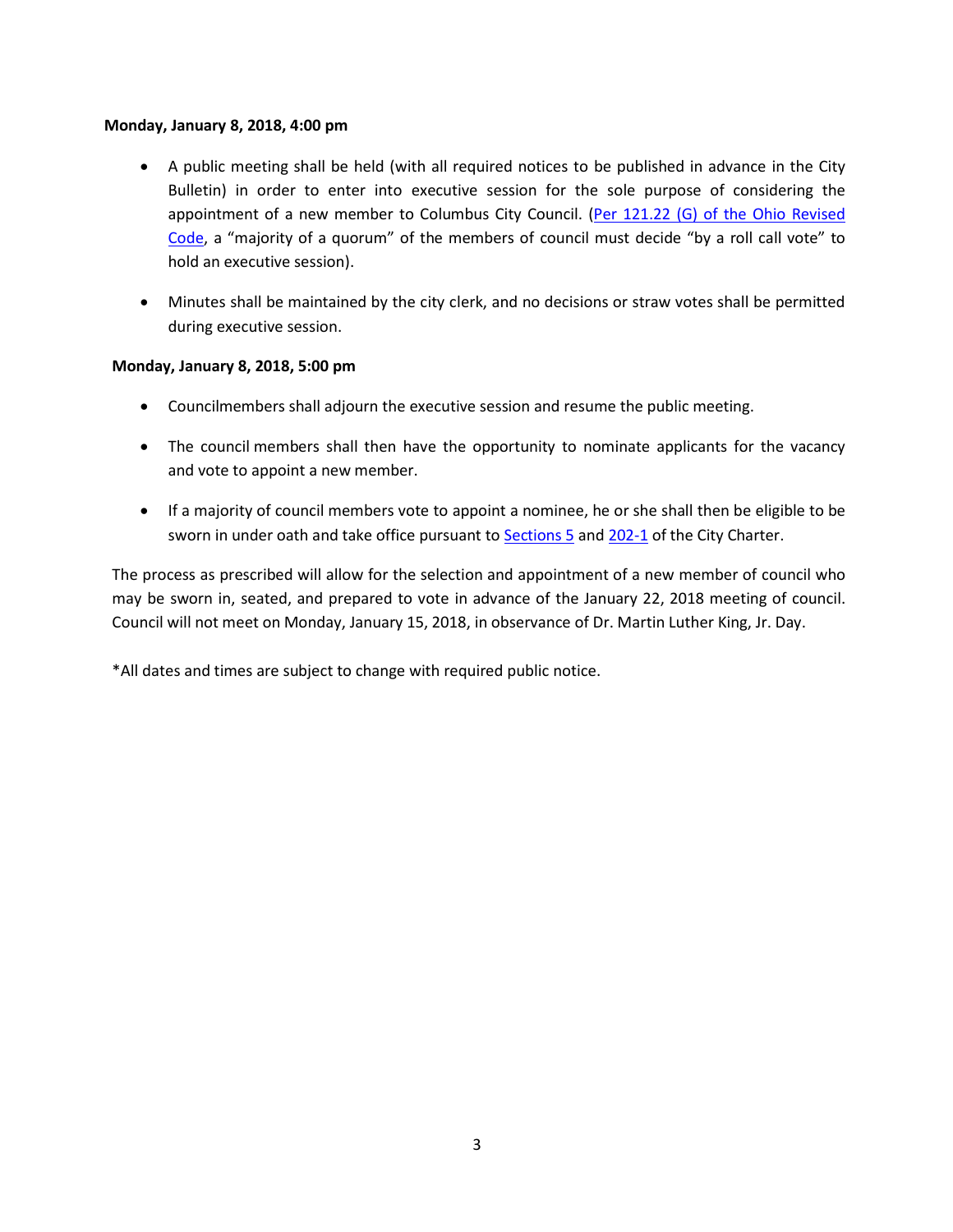**Monday, January 8, 2018, 4:00 pm**

- A public meeting shall be held (with all required notices to be published in advance in the City Bulletin) in order to enter into executive session for the sole purpose of considering the appointment of a new member to Columbus City Council. (Per 121.22 (G) of the Ohio Revised Code, a "majority of a quorum" of the members of council must decide "by a roll call vote" to hold an executive session).
- Minutes shall be maintained by the city clerk, and no decisions or straw votes shall be permitted during executive session.

**Monday, January 8, 2018, 5:00 pm**

- Councilmembers shall adjourn the executive session and resume the public meeting.
- The council members shall then have the opportunity to nominate applicants for the vacancy and vote to appoint a new member.
- If a majority of council members vote to appoint a nominee, he or she shall then be eligible to be sworn in under oath and take office pursuant to Sections 5 and 202-1 of the City Charter.

The process as prescribed will allow for the selection and appointment of a new member of council who may be sworn in, seated, and prepared to vote in advance of the January 22, 2018 meeting of council. Council will not meet on Monday, January 15, 2018, in observance of Dr. Martin Luther King, Jr. Day.

*All dates and times are subject to change with required public notice.